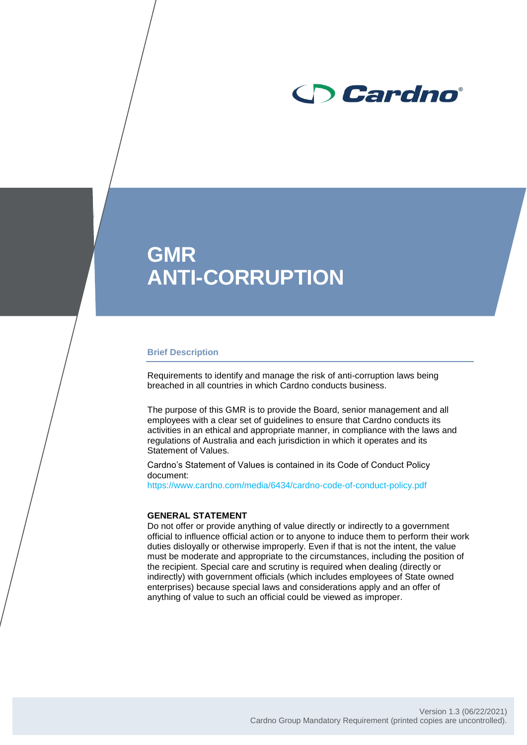Cardno

# GMR
# ANTI-CORRUPTION

## Brief Description

Requirements to identify and manage the risk of anti-corruption laws being breached in all countries in which Cardno conducts business.

The purpose of this GMR is to provide the Board, senior management and all employees with a clear set of guidelines to ensure that Cardno conducts its activities in an ethical and appropriate manner, in compliance with the laws and regulations of Australia and each jurisdiction in which it operates and its Statement of Values.

Cardno's Statement of Values is contained in its Code of Conduct Policy document:
https://www.cardno.com/media/6434/cardno-code-of-conduct-policy.pdf

**GENERAL STATEMENT**

Do not offer or provide anything of value directly or indirectly to a government official to influence official action or to anyone to induce them to perform their work duties disloyally or otherwise improperly. Even if that is not the intent, the value must be moderate and appropriate to the circumstances, including the position of the recipient. Special care and scrutiny is required when dealing (directly or indirectly) with government officials (which includes employees of State owned enterprises) because special laws and considerations apply and an offer of anything of value to such an official could be viewed as improper.

Version 1.3 (06/22/2021)
Cardno Group Mandatory Requirement (printed copies are uncontrolled).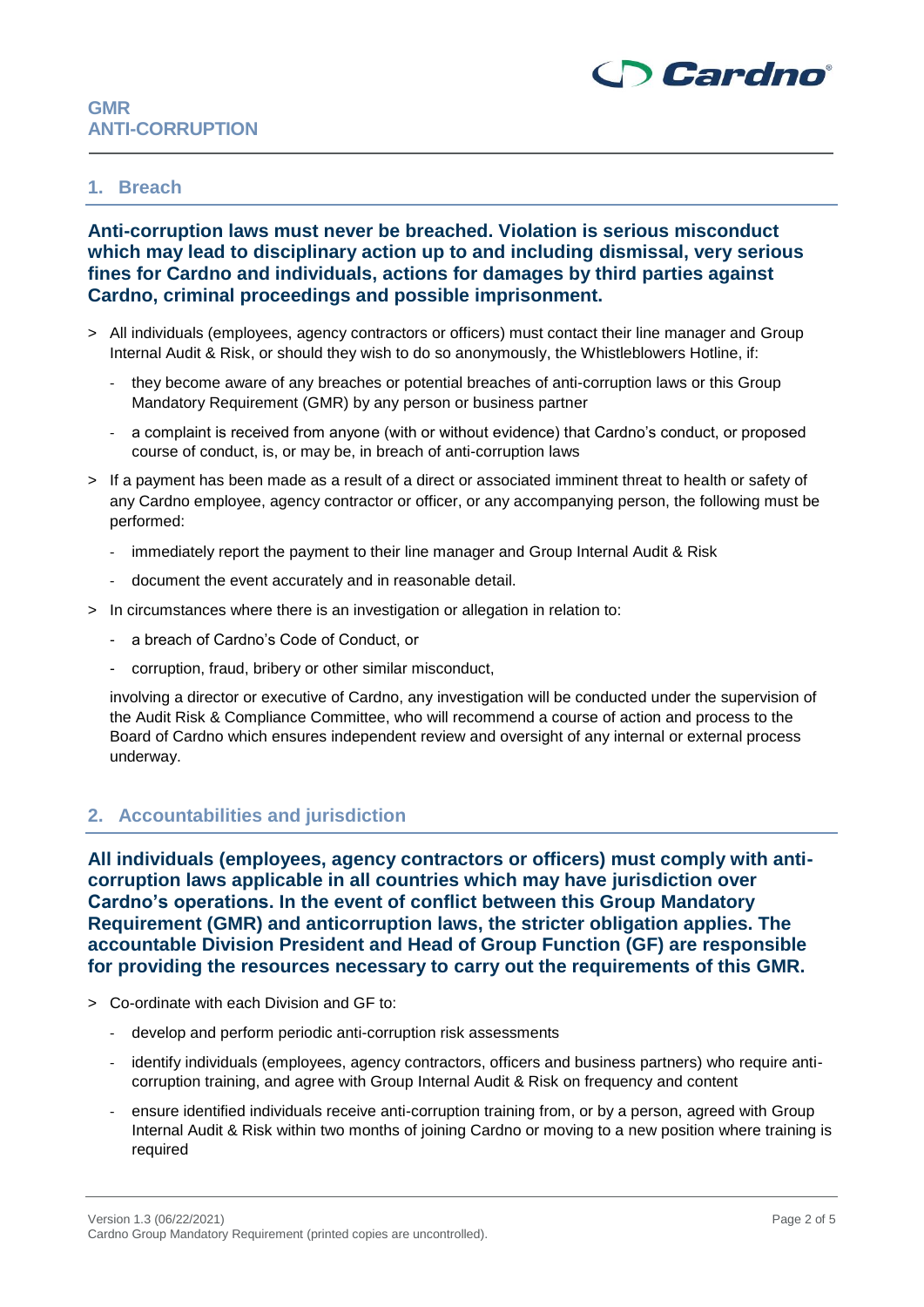## 1. Breach

**Anti-corruption laws must never be breached. Violation is serious misconduct which may lead to disciplinary action up to and including dismissal, very serious fines for Cardno and individuals, actions for damages by third parties against Cardno, criminal proceedings and possible imprisonment.**

> All individuals (employees, agency contractors or officers) must contact their line manager and Group Internal Audit & Risk, or should they wish to do so anonymously, the Whistleblowers Hotline, if:

- they become aware of any breaches or potential breaches of anti-corruption laws or this Group Mandatory Requirement (GMR) by any person or business partner
- a complaint is received from anyone (with or without evidence) that Cardno's conduct, or proposed course of conduct, is, or may be, in breach of anti-corruption laws

> If a payment has been made as a result of a direct or associated imminent threat to health or safety of any Cardno employee, agency contractor or officer, or any accompanying person, the following must be performed:

- immediately report the payment to their line manager and Group Internal Audit & Risk
- document the event accurately and in reasonable detail.

> In circumstances where there is an investigation or allegation in relation to:

- a breach of Cardno's Code of Conduct, or
- corruption, fraud, bribery or other similar misconduct,

involving a director or executive of Cardno, any investigation will be conducted under the supervision of the Audit Risk & Compliance Committee, who will recommend a course of action and process to the Board of Cardno which ensures independent review and oversight of any internal or external process underway.

## 2. Accountabilities and jurisdiction

**All individuals (employees, agency contractors or officers) must comply with anti-corruption laws applicable in all countries which may have jurisdiction over Cardno's operations. In the event of conflict between this Group Mandatory Requirement (GMR) and anticorruption laws, the stricter obligation applies. The accountable Division President and Head of Group Function (GF) are responsible for providing the resources necessary to carry out the requirements of this GMR.**

> Co-ordinate with each Division and GF to:

- develop and perform periodic anti-corruption risk assessments
- identify individuals (employees, agency contractors, officers and business partners) who require anti-corruption training, and agree with Group Internal Audit & Risk on frequency and content
- ensure identified individuals receive anti-corruption training from, or by a person, agreed with Group Internal Audit & Risk within two months of joining Cardno or moving to a new position where training is required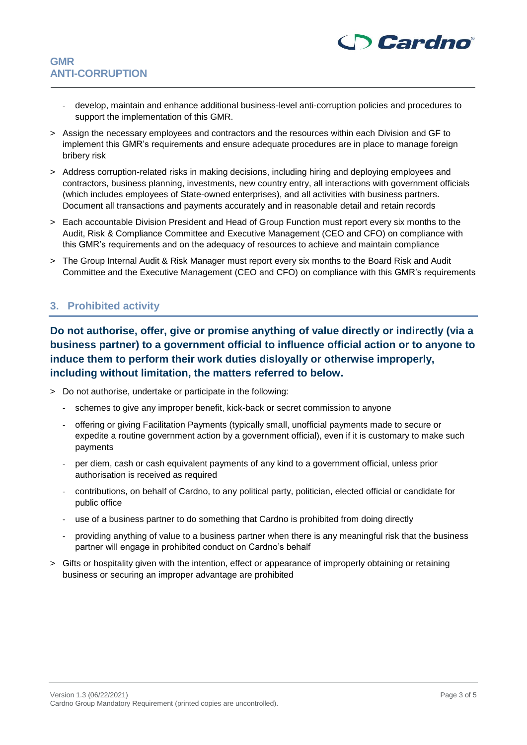- develop, maintain and enhance additional business-level anti-corruption policies and procedures to support the implementation of this GMR.

> Assign the necessary employees and contractors and the resources within each Division and GF to implement this GMR's requirements and ensure adequate procedures are in place to manage foreign bribery risk

> Address corruption-related risks in making decisions, including hiring and deploying employees and contractors, business planning, investments, new country entry, all interactions with government officials (which includes employees of State-owned enterprises), and all activities with business partners. Document all transactions and payments accurately and in reasonable detail and retain records

> Each accountable Division President and Head of Group Function must report every six months to the Audit, Risk & Compliance Committee and Executive Management (CEO and CFO) on compliance with this GMR's requirements and on the adequacy of resources to achieve and maintain compliance

> The Group Internal Audit & Risk Manager must report every six months to the Board Risk and Audit Committee and the Executive Management (CEO and CFO) on compliance with this GMR's requirements

## 3. Prohibited activity

**Do not authorise, offer, give or promise anything of value directly or indirectly (via a business partner) to a government official to influence official action or to anyone to induce them to perform their work duties disloyally or otherwise improperly, including without limitation, the matters referred to below.**

> Do not authorise, undertake or participate in the following:

- schemes to give any improper benefit, kick-back or secret commission to anyone
- offering or giving Facilitation Payments (typically small, unofficial payments made to secure or expedite a routine government action by a government official), even if it is customary to make such payments
- per diem, cash or cash equivalent payments of any kind to a government official, unless prior authorisation is received as required
- contributions, on behalf of Cardno, to any political party, politician, elected official or candidate for public office
- use of a business partner to do something that Cardno is prohibited from doing directly
- providing anything of value to a business partner when there is any meaningful risk that the business partner will engage in prohibited conduct on Cardno's behalf

> Gifts or hospitality given with the intention, effect or appearance of improperly obtaining or retaining business or securing an improper advantage are prohibited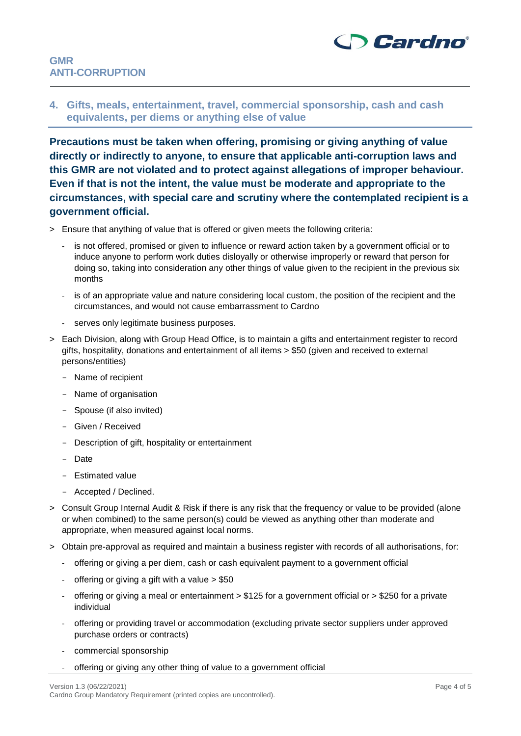## 4. Gifts, meals, entertainment, travel, commercial sponsorship, cash and cash equivalents, per diems or anything else of value

**Precautions must be taken when offering, promising or giving anything of value directly or indirectly to anyone, to ensure that applicable anti-corruption laws and this GMR are not violated and to protect against allegations of improper behaviour. Even if that is not the intent, the value must be moderate and appropriate to the circumstances, with special care and scrutiny where the contemplated recipient is a government official.**

> Ensure that anything of value that is offered or given meets the following criteria:

- is not offered, promised or given to influence or reward action taken by a government official or to induce anyone to perform work duties disloyally or otherwise improperly or reward that person for doing so, taking into consideration any other things of value given to the recipient in the previous six months
- is of an appropriate value and nature considering local custom, the position of the recipient and the circumstances, and would not cause embarrassment to Cardno
- serves only legitimate business purposes.

> Each Division, along with Group Head Office, is to maintain a gifts and entertainment register to record gifts, hospitality, donations and entertainment of all items > $50 (given and received to external persons/entities)

- Name of recipient
- Name of organisation
- Spouse (if also invited)
- Given / Received
- Description of gift, hospitality or entertainment
- Date
- Estimated value
- Accepted / Declined.

> Consult Group Internal Audit & Risk if there is any risk that the frequency or value to be provided (alone or when combined) to the same person(s) could be viewed as anything other than moderate and appropriate, when measured against local norms.

> Obtain pre-approval as required and maintain a business register with records of all authorisations, for:

- offering or giving a per diem, cash or cash equivalent payment to a government official
- offering or giving a gift with a value > $50
- offering or giving a meal or entertainment > $125 for a government official or > $250 for a private individual
- offering or providing travel or accommodation (excluding private sector suppliers under approved purchase orders or contracts)
- commercial sponsorship
- offering or giving any other thing of value to a government official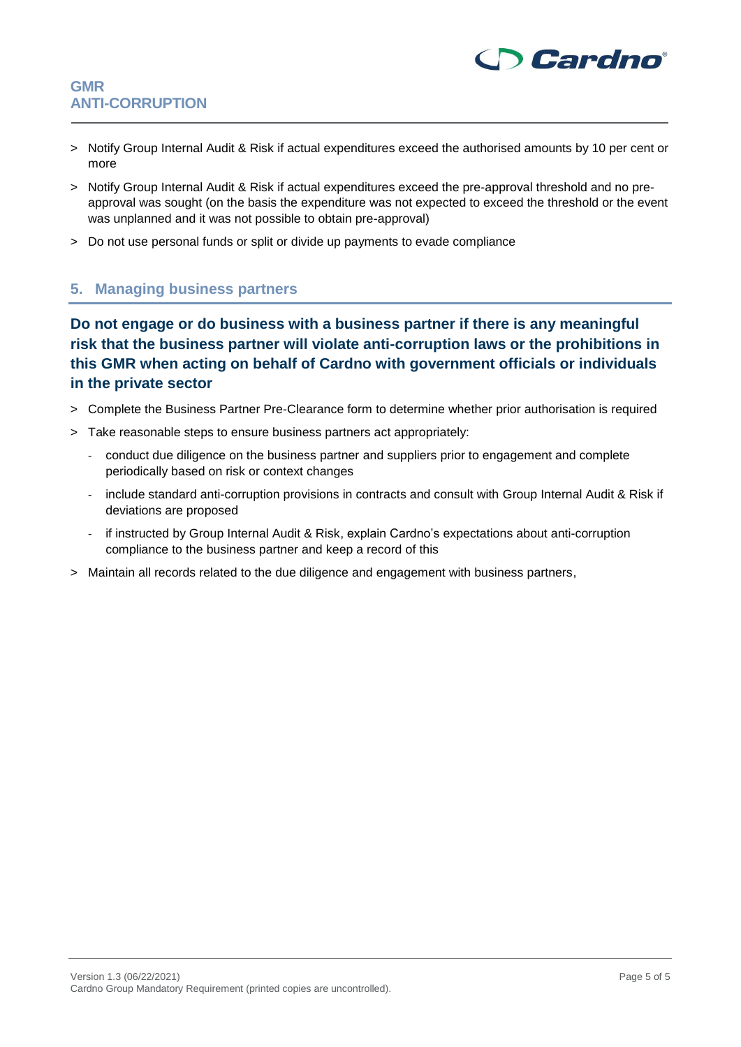- Notify Group Internal Audit & Risk if actual expenditures exceed the authorised amounts by 10 per cent or more
- Notify Group Internal Audit & Risk if actual expenditures exceed the pre-approval threshold and no pre-approval was sought (on the basis the expenditure was not expected to exceed the threshold or the event was unplanned and it was not possible to obtain pre-approval)
- Do not use personal funds or split or divide up payments to evade compliance

## 5. Managing business partners

**Do not engage or do business with a business partner if there is any meaningful risk that the business partner will violate anti-corruption laws or the prohibitions in this GMR when acting on behalf of Cardno with government officials or individuals in the private sector**

- Complete the Business Partner Pre-Clearance form to determine whether prior authorisation is required
- Take reasonable steps to ensure business partners act appropriately:
  - conduct due diligence on the business partner and suppliers prior to engagement and complete periodically based on risk or context changes
  - include standard anti-corruption provisions in contracts and consult with Group Internal Audit & Risk if deviations are proposed
  - if instructed by Group Internal Audit & Risk, explain Cardno's expectations about anti-corruption compliance to the business partner and keep a record of this
- Maintain all records related to the due diligence and engagement with business partners,